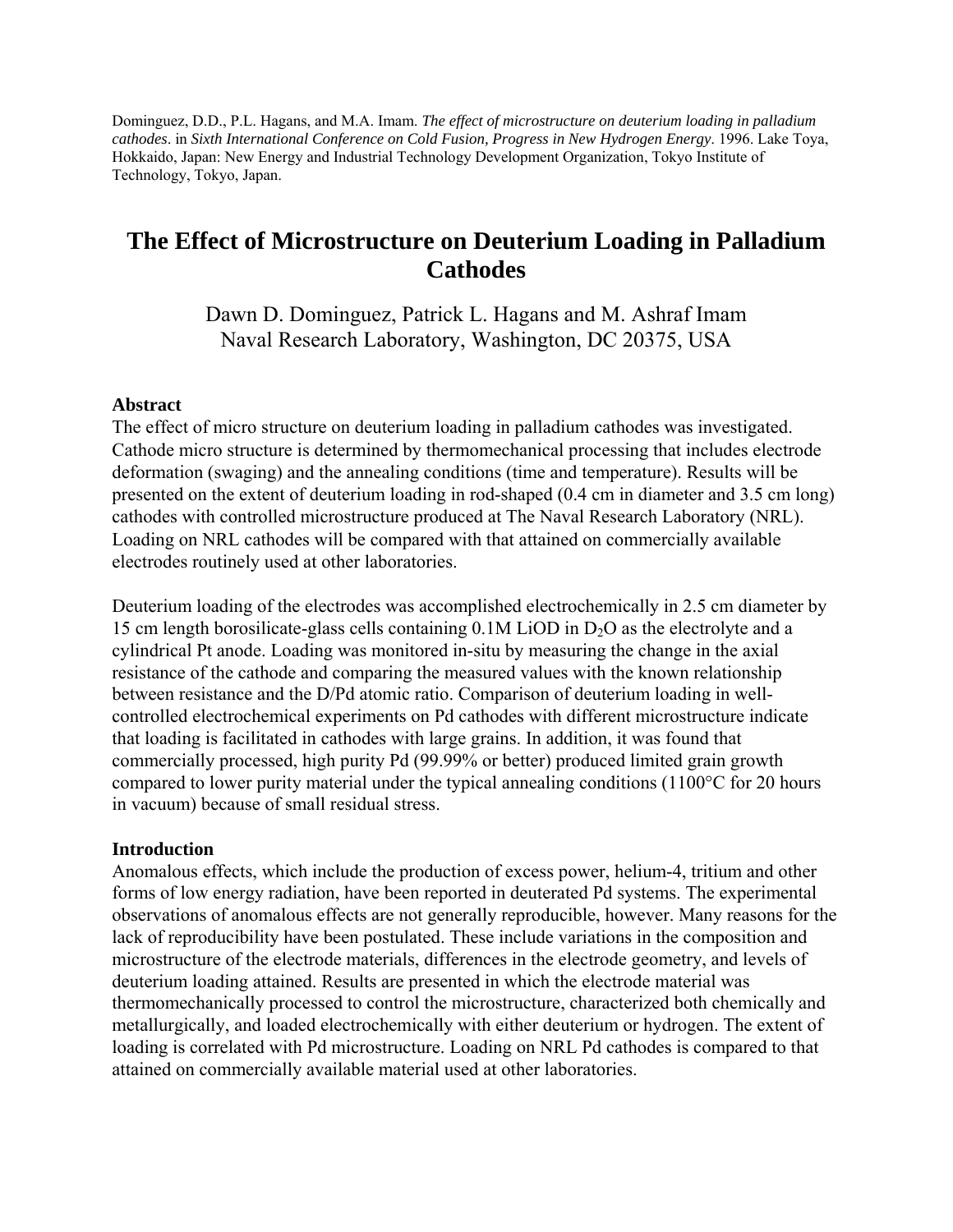Dominguez, D.D., P.L. Hagans, and M.A. Imam. *The effect of microstructure on deuterium loading in palladium cathodes*. in *Sixth International Conference on Cold Fusion, Progress in New Hydrogen Energy*. 1996. Lake Toya, Hokkaido, Japan: New Energy and Industrial Technology Development Organization, Tokyo Institute of Technology, Tokyo, Japan.

# The Effect of Microstructure on Deuterium Loading in Palladium Cathodes

Dawn D. Dominguez, Patrick L. Hagans and M. Ashraf Imam
Naval Research Laboratory, Washington, DC 20375, USA

## Abstract

The effect of micro structure on deuterium loading in palladium cathodes was investigated. Cathode micro structure is determined by thermomechanical processing that includes electrode deformation (swaging) and the annealing conditions (time and temperature). Results will be presented on the extent of deuterium loading in rod-shaped (0.4 cm in diameter and 3.5 cm long) cathodes with controlled microstructure produced at The Naval Research Laboratory (NRL). Loading on NRL cathodes will be compared with that attained on commercially available electrodes routinely used at other laboratories.

Deuterium loading of the electrodes was accomplished electrochemically in 2.5 cm diameter by 15 cm length borosilicate-glass cells containing 0.1M LiOD in $D_2O$ as the electrolyte and a cylindrical Pt anode. Loading was monitored in-situ by measuring the change in the axial resistance of the cathode and comparing the measured values with the known relationship between resistance and the D/Pd atomic ratio. Comparison of deuterium loading in well-controlled electrochemical experiments on Pd cathodes with different microstructure indicate that loading is facilitated in cathodes with large grains. In addition, it was found that commercially processed, high purity Pd (99.99% or better) produced limited grain growth compared to lower purity material under the typical annealing conditions (1100°C for 20 hours in vacuum) because of small residual stress.

## Introduction

Anomalous effects, which include the production of excess power, helium-4, tritium and other forms of low energy radiation, have been reported in deuterated Pd systems. The experimental observations of anomalous effects are not generally reproducible, however. Many reasons for the lack of reproducibility have been postulated. These include variations in the composition and microstructure of the electrode materials, differences in the electrode geometry, and levels of deuterium loading attained. Results are presented in which the electrode material was thermomechanically processed to control the microstructure, characterized both chemically and metallurgically, and loaded electrochemically with either deuterium or hydrogen. The extent of loading is correlated with Pd microstructure. Loading on NRL Pd cathodes is compared to that attained on commercially available material used at other laboratories.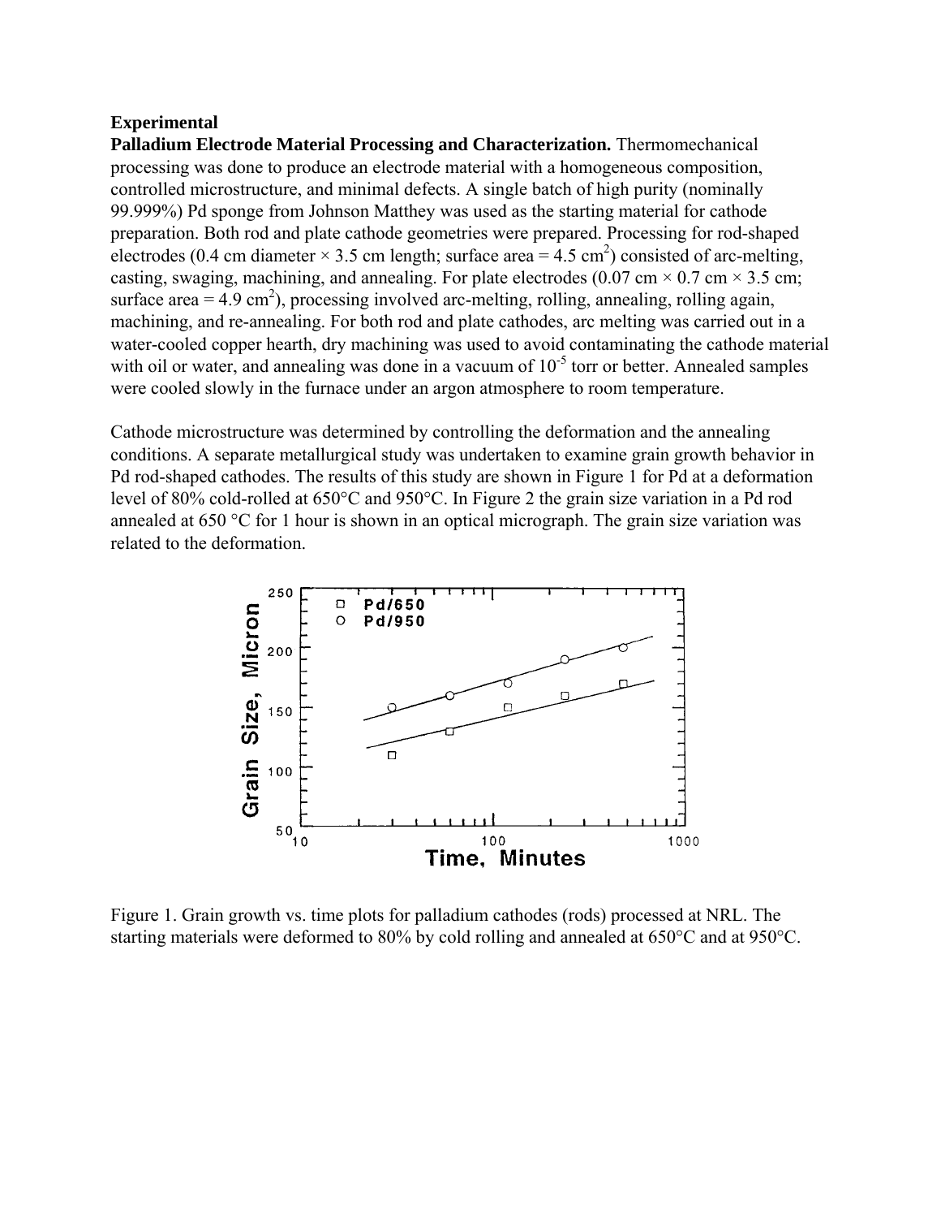**Experimental**

**Palladium Electrode Material Processing and Characterization.** Thermomechanical processing was done to produce an electrode material with a homogeneous composition, controlled microstructure, and minimal defects. A single batch of high purity (nominally 99.999%) Pd sponge from Johnson Matthey was used as the starting material for cathode preparation. Both rod and plate cathode geometries were prepared. Processing for rod-shaped electrodes (0.4 cm diameter × 3.5 cm length; surface area = 4.5 $cm^2$) consisted of arc-melting, casting, swaging, machining, and annealing. For plate electrodes (0.07 cm × 0.7 cm × 3.5 cm; surface area = 4.9 $cm^2$), processing involved arc-melting, rolling, annealing, rolling again, machining, and re-annealing. For both rod and plate cathodes, arc melting was carried out in a water-cooled copper hearth, dry machining was used to avoid contaminating the cathode material with oil or water, and annealing was done in a vacuum of $10^{-5}$ torr or better. Annealed samples were cooled slowly in the furnace under an argon atmosphere to room temperature.

Cathode microstructure was determined by controlling the deformation and the annealing conditions. A separate metallurgical study was undertaken to examine grain growth behavior in Pd rod-shaped cathodes. The results of this study are shown in Figure 1 for Pd at a deformation level of 80% cold-rolled at 650°C and 950°C. In Figure 2 the grain size variation in a Pd rod annealed at 650 °C for 1 hour is shown in an optical micrograph. The grain size variation was related to the deformation.

Figure 1. Grain growth vs. time plots for palladium cathodes (rods) processed at NRL. The starting materials were deformed to 80% by cold rolling and annealed at 650°C and at 950°C.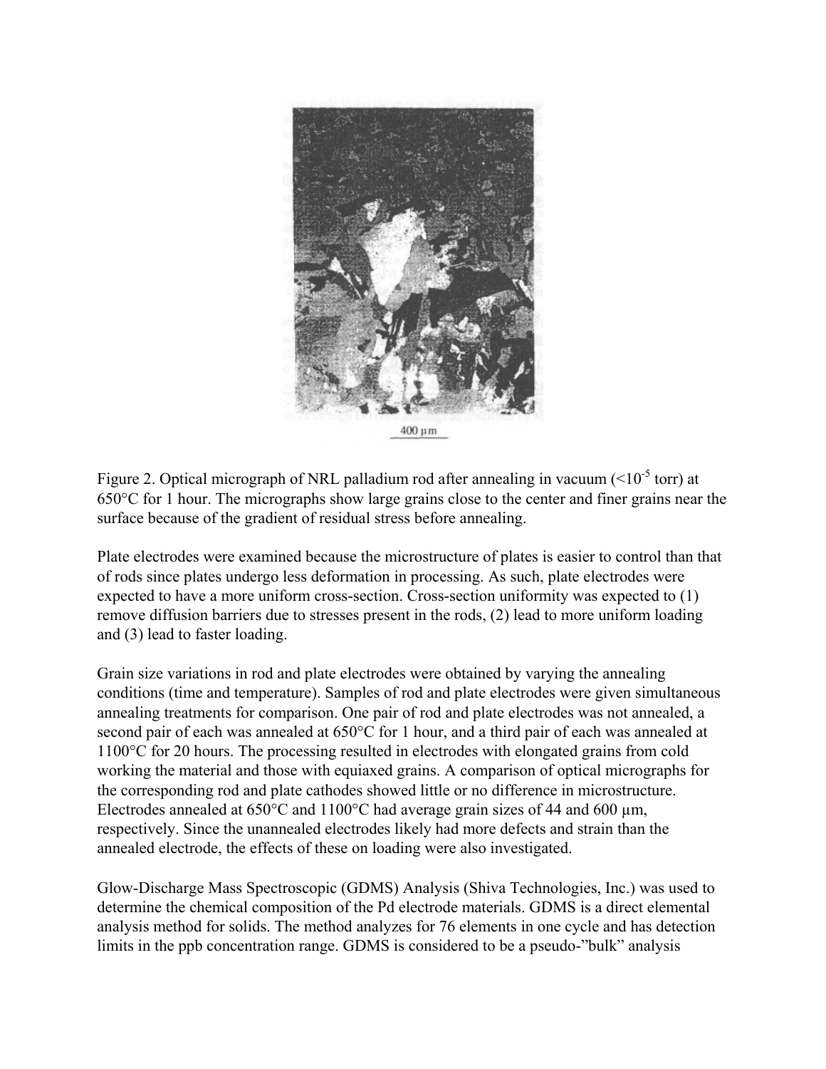400 μm

Figure 2. Optical micrograph of NRL palladium rod after annealing in vacuum ($<10^{-5}$ torr) at 650°C for 1 hour. The micrographs show large grains close to the center and finer grains near the surface because of the gradient of residual stress before annealing.

Plate electrodes were examined because the microstructure of plates is easier to control than that of rods since plates undergo less deformation in processing. As such, plate electrodes were expected to have a more uniform cross-section. Cross-section uniformity was expected to (1) remove diffusion barriers due to stresses present in the rods, (2) lead to more uniform loading and (3) lead to faster loading.

Grain size variations in rod and plate electrodes were obtained by varying the annealing conditions (time and temperature). Samples of rod and plate electrodes were given simultaneous annealing treatments for comparison. One pair of rod and plate electrodes was not annealed, a second pair of each was annealed at 650°C for 1 hour, and a third pair of each was annealed at 1100°C for 20 hours. The processing resulted in electrodes with elongated grains from cold working the material and those with equiaxed grains. A comparison of optical micrographs for the corresponding rod and plate cathodes showed little or no difference in microstructure. Electrodes annealed at 650°C and 1100°C had average grain sizes of 44 and 600 μm, respectively. Since the unannealed electrodes likely had more defects and strain than the annealed electrode, the effects of these on loading were also investigated.

Glow-Discharge Mass Spectroscopic (GDMS) Analysis (Shiva Technologies, Inc.) was used to determine the chemical composition of the Pd electrode materials. GDMS is a direct elemental analysis method for solids. The method analyzes for 76 elements in one cycle and has detection limits in the ppb concentration range. GDMS is considered to be a pseudo-"bulk" analysis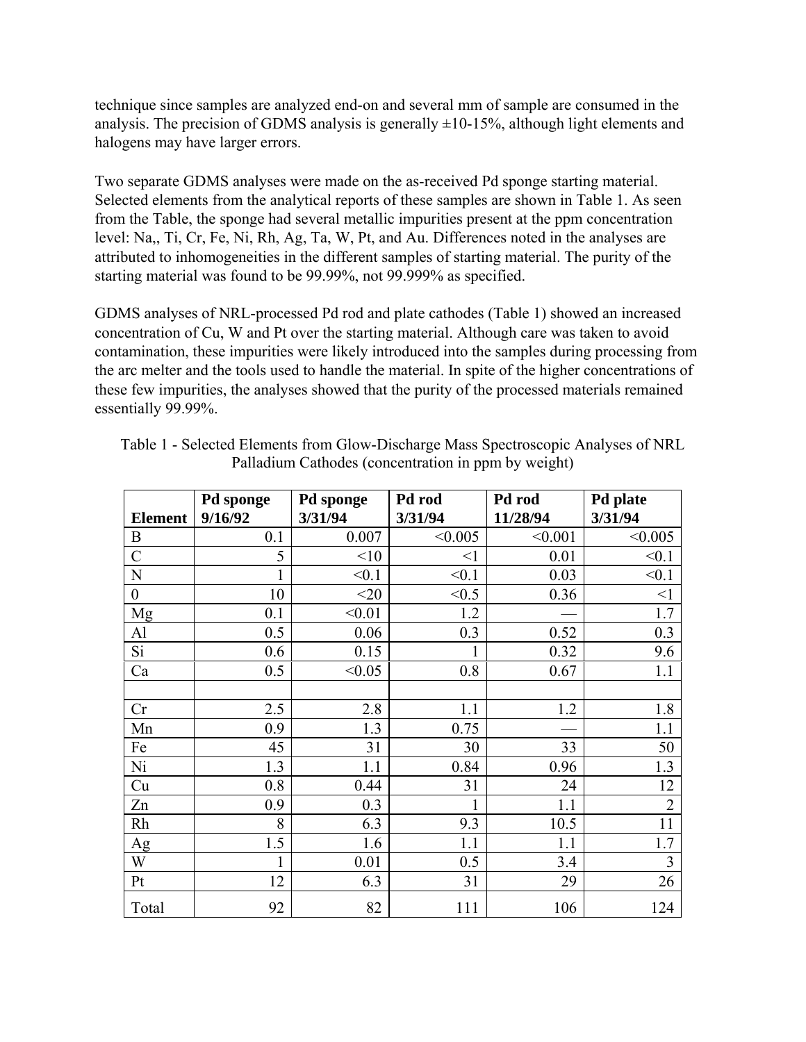technique since samples are analyzed end-on and several mm of sample are consumed in the analysis. The precision of GDMS analysis is generally ±10-15%, although light elements and halogens may have larger errors.

Two separate GDMS analyses were made on the as-received Pd sponge starting material. Selected elements from the analytical reports of these samples are shown in Table 1. As seen from the Table, the sponge had several metallic impurities present at the ppm concentration level: Na,, Ti, Cr, Fe, Ni, Rh, Ag, Ta, W, Pt, and Au. Differences noted in the analyses are attributed to inhomogeneities in the different samples of starting material. The purity of the starting material was found to be 99.99%, not 99.999% as specified.

GDMS analyses of NRL-processed Pd rod and plate cathodes (Table 1) showed an increased concentration of Cu, W and Pt over the starting material. Although care was taken to avoid contamination, these impurities were likely introduced into the samples during processing from the arc melter and the tools used to handle the material. In spite of the higher concentrations of these few impurities, the analyses showed that the purity of the processed materials remained essentially 99.99%.

Table 1 - Selected Elements from Glow-Discharge Mass Spectroscopic Analyses of NRL Palladium Cathodes (concentration in ppm by weight)

| Element | Pd sponge 9/16/92 | Pd sponge 3/31/94 | Pd rod 3/31/94 | Pd rod 11/28/94 | Pd plate 3/31/94 |
|---|---|---|---|---|---|
| B | 0.1 | 0.007 | <0.005 | <0.001 | <0.005 |
| C | 5 | <10 | <1 | 0.01 | <0.1 |
| N | 1 | <0.1 | <0.1 | 0.03 | <0.1 |
| 0 | 10 | <20 | <0.5 | 0.36 | <1 |
| Mg | 0.1 | <0.01 | 1.2 | — | 1.7 |
| Al | 0.5 | 0.06 | 0.3 | 0.52 | 0.3 |
| Si | 0.6 | 0.15 | 1 | 0.32 | 9.6 |
| Ca | 0.5 | <0.05 | 0.8 | 0.67 | 1.1 |
| | | | | | |
| Cr | 2.5 | 2.8 | 1.1 | 1.2 | 1.8 |
| Mn | 0.9 | 1.3 | 0.75 | — | 1.1 |
| Fe | 45 | 31 | 30 | 33 | 50 |
| Ni | 1.3 | 1.1 | 0.84 | 0.96 | 1.3 |
| Cu | 0.8 | 0.44 | 31 | 24 | 12 |
| Zn | 0.9 | 0.3 | 1 | 1.1 | 2 |
| Rh | 8 | 6.3 | 9.3 | 10.5 | 11 |
| Ag | 1.5 | 1.6 | 1.1 | 1.1 | 1.7 |
| W | 1 | 0.01 | 0.5 | 3.4 | 3 |
| Pt | 12 | 6.3 | 31 | 29 | 26 |
| Total | 92 | 82 | 111 | 106 | 124 |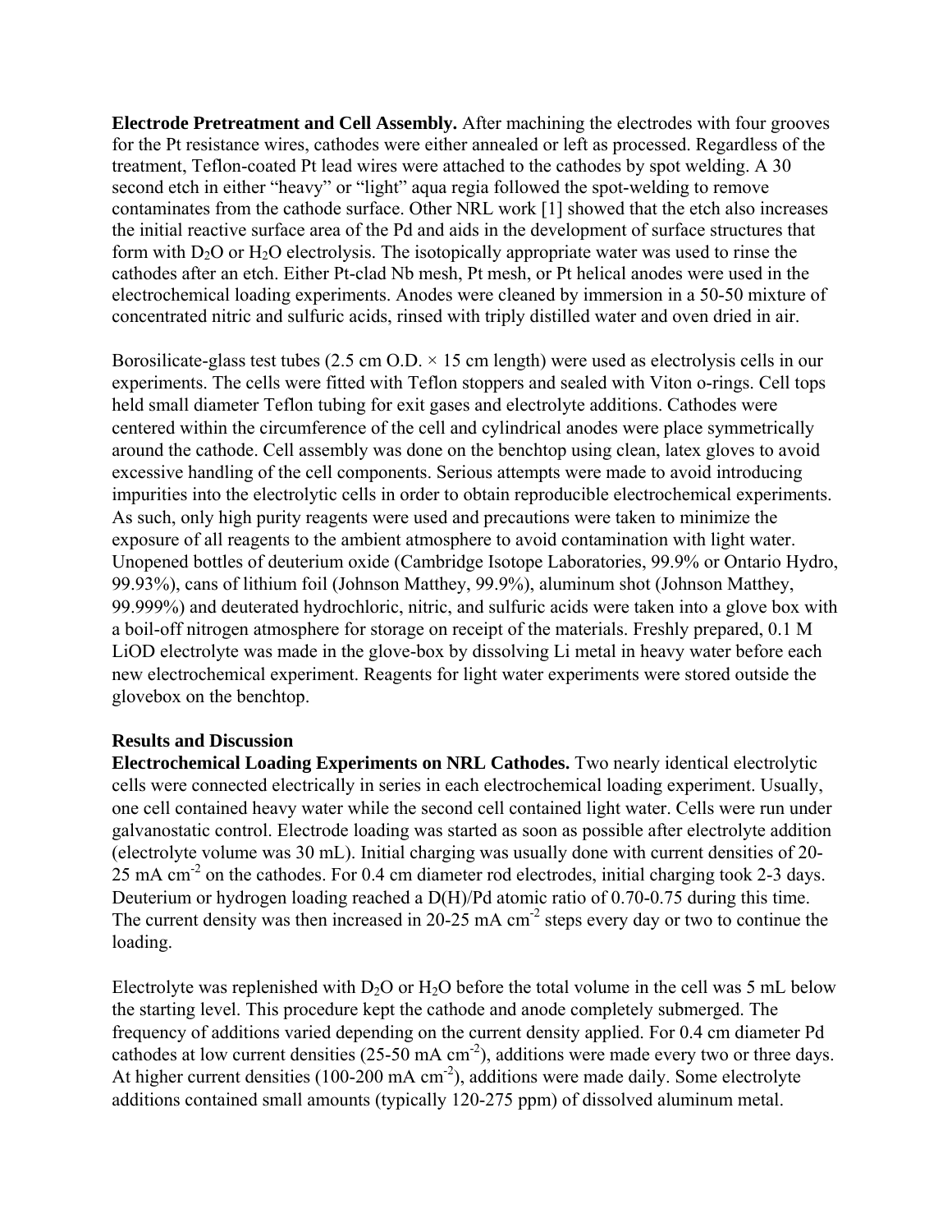**Electrode Pretreatment and Cell Assembly.** After machining the electrodes with four grooves for the Pt resistance wires, cathodes were either annealed or left as processed. Regardless of the treatment, Teflon-coated Pt lead wires were attached to the cathodes by spot welding. A 30 second etch in either "heavy" or "light" aqua regia followed the spot-welding to remove contaminates from the cathode surface. Other NRL work [1] showed that the etch also increases the initial reactive surface area of the Pd and aids in the development of surface structures that form with $D_2O$ or $H_2O$ electrolysis. The isotopically appropriate water was used to rinse the cathodes after an etch. Either Pt-clad Nb mesh, Pt mesh, or Pt helical anodes were used in the electrochemical loading experiments. Anodes were cleaned by immersion in a 50-50 mixture of concentrated nitric and sulfuric acids, rinsed with triply distilled water and oven dried in air.

Borosilicate-glass test tubes (2.5 cm O.D. × 15 cm length) were used as electrolysis cells in our experiments. The cells were fitted with Teflon stoppers and sealed with Viton o-rings. Cell tops held small diameter Teflon tubing for exit gases and electrolyte additions. Cathodes were centered within the circumference of the cell and cylindrical anodes were place symmetrically around the cathode. Cell assembly was done on the benchtop using clean, latex gloves to avoid excessive handling of the cell components. Serious attempts were made to avoid introducing impurities into the electrolytic cells in order to obtain reproducible electrochemical experiments. As such, only high purity reagents were used and precautions were taken to minimize the exposure of all reagents to the ambient atmosphere to avoid contamination with light water. Unopened bottles of deuterium oxide (Cambridge Isotope Laboratories, 99.9% or Ontario Hydro, 99.93%), cans of lithium foil (Johnson Matthey, 99.9%), aluminum shot (Johnson Matthey, 99.999%) and deuterated hydrochloric, nitric, and sulfuric acids were taken into a glove box with a boil-off nitrogen atmosphere for storage on receipt of the materials. Freshly prepared, 0.1 M LiOD electrolyte was made in the glove-box by dissolving Li metal in heavy water before each new electrochemical experiment. Reagents for light water experiments were stored outside the glovebox on the benchtop.

## Results and Discussion

**Electrochemical Loading Experiments on NRL Cathodes.** Two nearly identical electrolytic cells were connected electrically in series in each electrochemical loading experiment. Usually, one cell contained heavy water while the second cell contained light water. Cells were run under galvanostatic control. Electrode loading was started as soon as possible after electrolyte addition (electrolyte volume was 30 mL). Initial charging was usually done with current densities of 20-25 mA $cm^{-2}$ on the cathodes. For 0.4 cm diameter rod electrodes, initial charging took 2-3 days. Deuterium or hydrogen loading reached a D(H)/Pd atomic ratio of 0.70-0.75 during this time. The current density was then increased in 20-25 mA $cm^{-2}$ steps every day or two to continue the loading.

Electrolyte was replenished with $D_2O$ or $H_2O$ before the total volume in the cell was 5 mL below the starting level. This procedure kept the cathode and anode completely submerged. The frequency of additions varied depending on the current density applied. For 0.4 cm diameter Pd cathodes at low current densities (25-50 mA $cm^{-2}$), additions were made every two or three days. At higher current densities (100-200 mA $cm^{-2}$), additions were made daily. Some electrolyte additions contained small amounts (typically 120-275 ppm) of dissolved aluminum metal.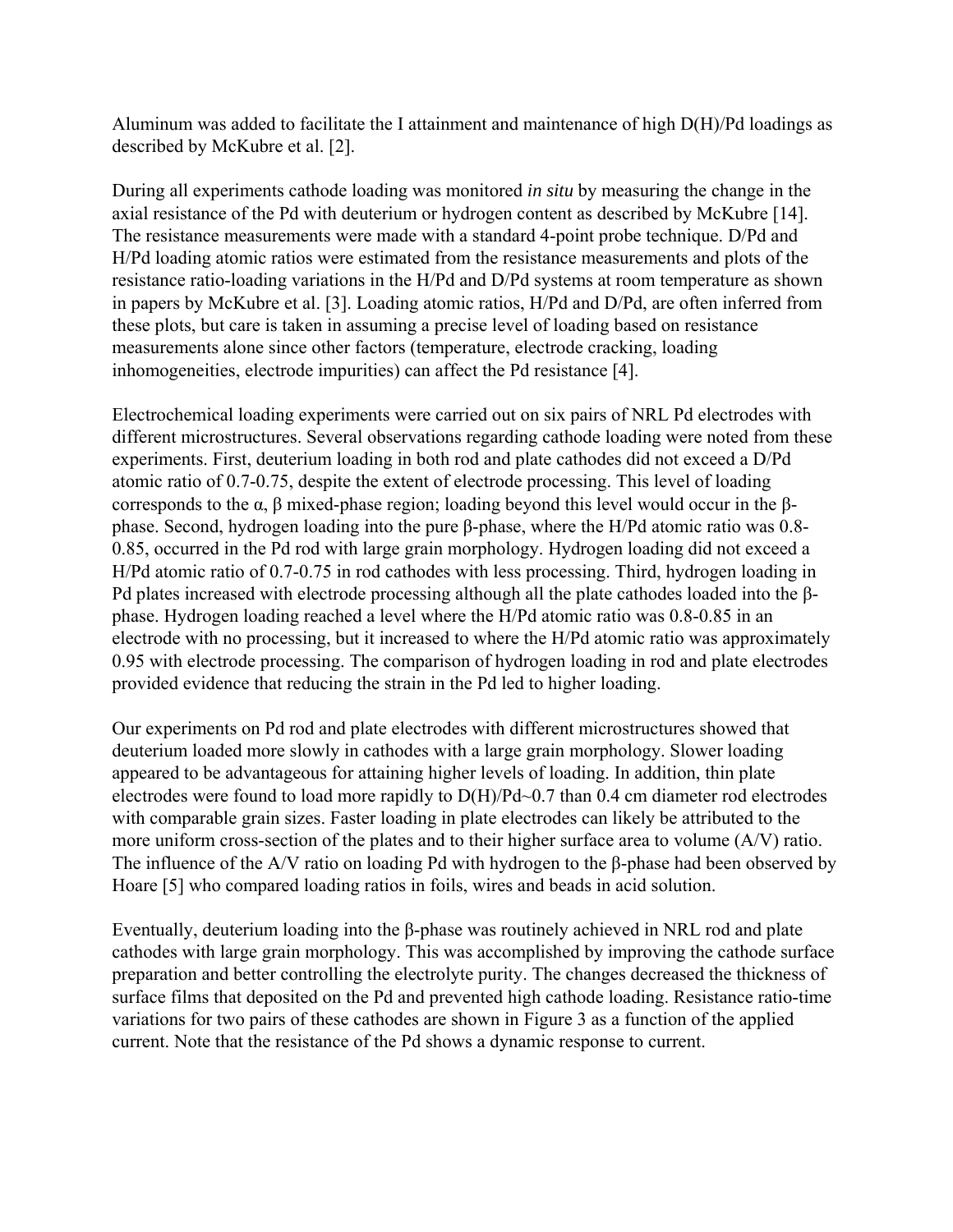Aluminum was added to facilitate the I attainment and maintenance of high D(H)/Pd loadings as described by McKubre et al. [2].

During all experiments cathode loading was monitored *in situ* by measuring the change in the axial resistance of the Pd with deuterium or hydrogen content as described by McKubre [14]. The resistance measurements were made with a standard 4-point probe technique. D/Pd and H/Pd loading atomic ratios were estimated from the resistance measurements and plots of the resistance ratio-loading variations in the H/Pd and D/Pd systems at room temperature as shown in papers by McKubre et al. [3]. Loading atomic ratios, H/Pd and D/Pd, are often inferred from these plots, but care is taken in assuming a precise level of loading based on resistance measurements alone since other factors (temperature, electrode cracking, loading inhomogeneities, electrode impurities) can affect the Pd resistance [4].

Electrochemical loading experiments were carried out on six pairs of NRL Pd electrodes with different microstructures. Several observations regarding cathode loading were noted from these experiments. First, deuterium loading in both rod and plate cathodes did not exceed a D/Pd atomic ratio of 0.7-0.75, despite the extent of electrode processing. This level of loading corresponds to the α, β mixed-phase region; loading beyond this level would occur in the β-phase. Second, hydrogen loading into the pure β-phase, where the H/Pd atomic ratio was 0.8-0.85, occurred in the Pd rod with large grain morphology. Hydrogen loading did not exceed a H/Pd atomic ratio of 0.7-0.75 in rod cathodes with less processing. Third, hydrogen loading in Pd plates increased with electrode processing although all the plate cathodes loaded into the β-phase. Hydrogen loading reached a level where the H/Pd atomic ratio was 0.8-0.85 in an electrode with no processing, but it increased to where the H/Pd atomic ratio was approximately 0.95 with electrode processing. The comparison of hydrogen loading in rod and plate electrodes provided evidence that reducing the strain in the Pd led to higher loading.

Our experiments on Pd rod and plate electrodes with different microstructures showed that deuterium loaded more slowly in cathodes with a large grain morphology. Slower loading appeared to be advantageous for attaining higher levels of loading. In addition, thin plate electrodes were found to load more rapidly to D(H)/Pd~0.7 than 0.4 cm diameter rod electrodes with comparable grain sizes. Faster loading in plate electrodes can likely be attributed to the more uniform cross-section of the plates and to their higher surface area to volume (A/V) ratio. The influence of the A/V ratio on loading Pd with hydrogen to the β-phase had been observed by Hoare [5] who compared loading ratios in foils, wires and beads in acid solution.

Eventually, deuterium loading into the β-phase was routinely achieved in NRL rod and plate cathodes with large grain morphology. This was accomplished by improving the cathode surface preparation and better controlling the electrolyte purity. The changes decreased the thickness of surface films that deposited on the Pd and prevented high cathode loading. Resistance ratio-time variations for two pairs of these cathodes are shown in Figure 3 as a function of the applied current. Note that the resistance of the Pd shows a dynamic response to current.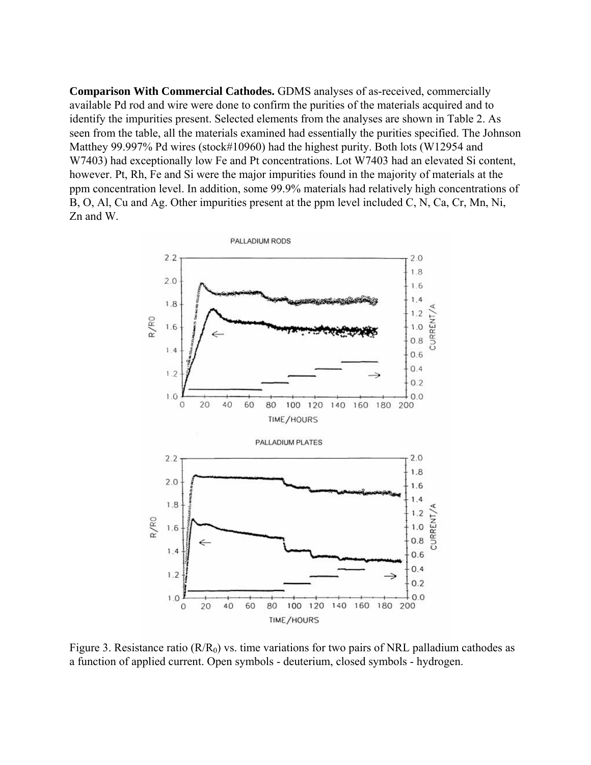**Comparison With Commercial Cathodes.** GDMS analyses of as-received, commercially available Pd rod and wire were done to confirm the purities of the materials acquired and to identify the impurities present. Selected elements from the analyses are shown in Table 2. As seen from the table, all the materials examined had essentially the purities specified. The Johnson Matthey 99.997% Pd wires (stock#10960) had the highest purity. Both lots (W12954 and W7403) had exceptionally low Fe and Pt concentrations. Lot W7403 had an elevated Si content, however. Pt, Rh, Fe and Si were the major impurities found in the majority of materials at the ppm concentration level. In addition, some 99.9% materials had relatively high concentrations of B, O, Al, Cu and Ag. Other impurities present at the ppm level included C, N, Ca, Cr, Mn, Ni, Zn and W.

Figure 3. Resistance ratio ($R/R_0$) vs. time variations for two pairs of NRL palladium cathodes as a function of applied current. Open symbols - deuterium, closed symbols - hydrogen.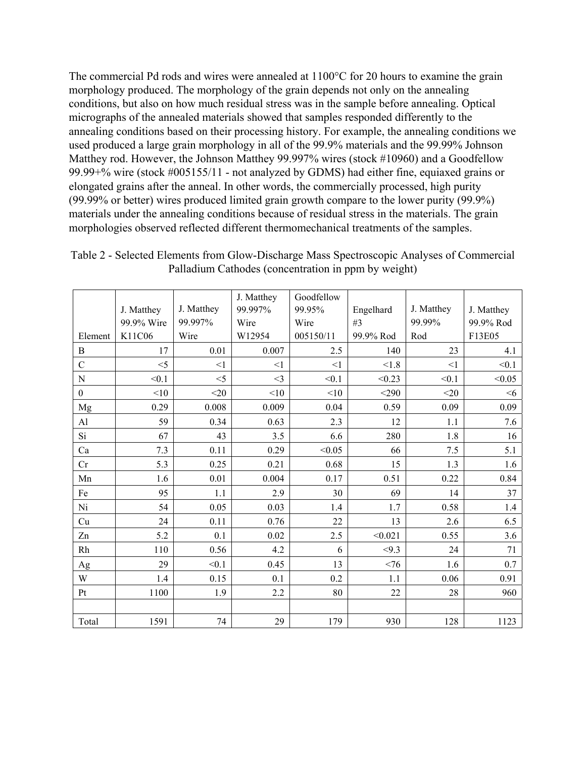The commercial Pd rods and wires were annealed at 1100°C for 20 hours to examine the grain morphology produced. The morphology of the grain depends not only on the annealing conditions, but also on how much residual stress was in the sample before annealing. Optical micrographs of the annealed materials showed that samples responded differently to the annealing conditions based on their processing history. For example, the annealing conditions we used produced a large grain morphology in all of the 99.9% materials and the 99.99% Johnson Matthey rod. However, the Johnson Matthey 99.997% wires (stock #10960) and a Goodfellow 99.99+% wire (stock #005155/11 - not analyzed by GDMS) had either fine, equiaxed grains or elongated grains after the anneal. In other words, the commercially processed, high purity (99.99% or better) wires produced limited grain growth compare to the lower purity (99.9%) materials under the annealing conditions because of residual stress in the materials. The grain morphologies observed reflected different thermomechanical treatments of the samples.

Table 2 - Selected Elements from Glow-Discharge Mass Spectroscopic Analyses of Commercial Palladium Cathodes (concentration in ppm by weight)

| Element | J. Matthey 99.9% Wire K11C06 | J. Matthey 99.997% Wire | J. Matthey 99.997% Wire W12954 | Goodfellow 99.95% Wire 005150/11 | Engelhard #3 99.9% Rod | J. Matthey 99.99% Rod | J. Matthey 99.9% Rod F13E05 |
|---|---|---|---|---|---|---|---|
| B | 17 | 0.01 | 0.007 | 2.5 | 140 | 23 | 4.1 |
| C | <5 | <1 | <1 | <1 | <1.8 | <1 | <0.1 |
| N | <0.1 | <5 | <3 | <0.1 | <0.23 | <0.1 | <0.05 |
| 0 | <10 | <20 | <10 | <10 | <290 | <20 | <6 |
| Mg | 0.29 | 0.008 | 0.009 | 0.04 | 0.59 | 0.09 | 0.09 |
| Al | 59 | 0.34 | 0.63 | 2.3 | 12 | 1.1 | 7.6 |
| Si | 67 | 43 | 3.5 | 6.6 | 280 | 1.8 | 16 |
| Ca | 7.3 | 0.11 | 0.29 | <0.05 | 66 | 7.5 | 5.1 |
| Cr | 5.3 | 0.25 | 0.21 | 0.68 | 15 | 1.3 | 1.6 |
| Mn | 1.6 | 0.01 | 0.004 | 0.17 | 0.51 | 0.22 | 0.84 |
| Fe | 95 | 1.1 | 2.9 | 30 | 69 | 14 | 37 |
| Ni | 54 | 0.05 | 0.03 | 1.4 | 1.7 | 0.58 | 1.4 |
| Cu | 24 | 0.11 | 0.76 | 22 | 13 | 2.6 | 6.5 |
| Zn | 5.2 | 0.1 | 0.02 | 2.5 | <0.021 | 0.55 | 3.6 |
| Rh | 110 | 0.56 | 4.2 | 6 | <9.3 | 24 | 71 |
| Ag | 29 | <0.1 | 0.45 | 13 | <76 | 1.6 | 0.7 |
| W | 1.4 | 0.15 | 0.1 | 0.2 | 1.1 | 0.06 | 0.91 |
| Pt | 1100 | 1.9 | 2.2 | 80 | 22 | 28 | 960 |
| | | | | | | | |
| Total | 1591 | 74 | 29 | 179 | 930 | 128 | 1123 |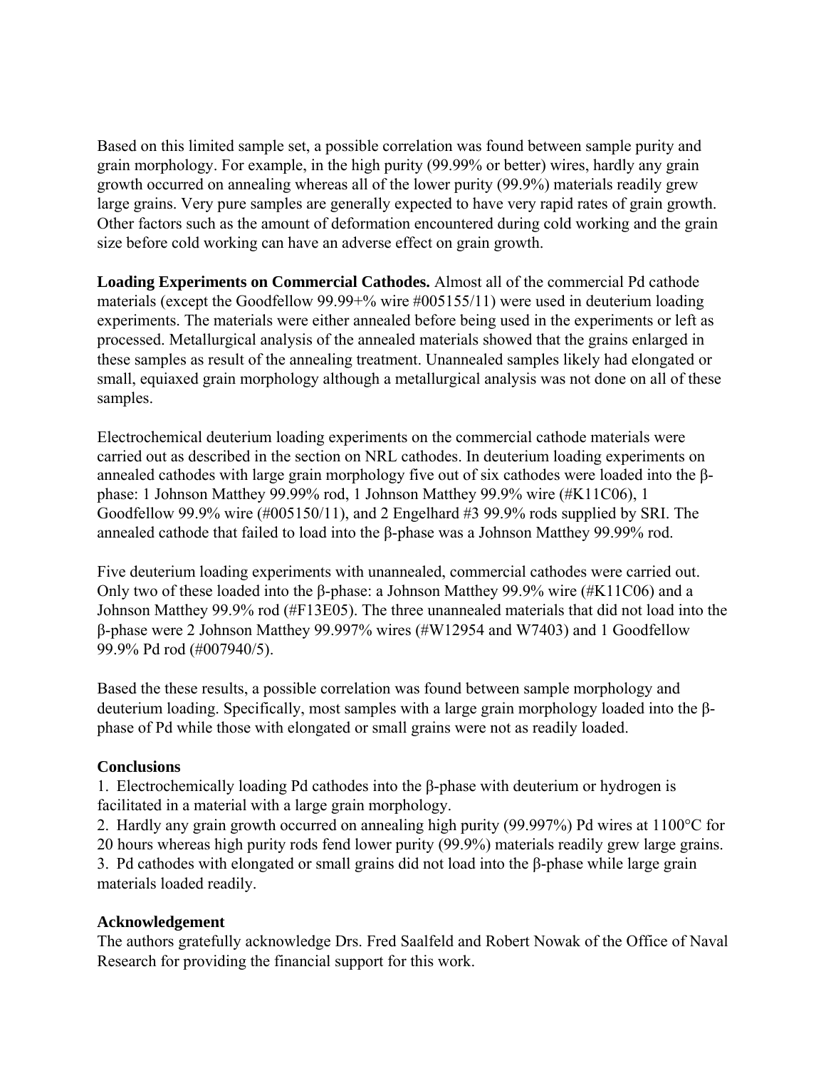Based on this limited sample set, a possible correlation was found between sample purity and grain morphology. For example, in the high purity (99.99% or better) wires, hardly any grain growth occurred on annealing whereas all of the lower purity (99.9%) materials readily grew large grains. Very pure samples are generally expected to have very rapid rates of grain growth. Other factors such as the amount of deformation encountered during cold working and the grain size before cold working can have an adverse effect on grain growth.

**Loading Experiments on Commercial Cathodes.** Almost all of the commercial Pd cathode materials (except the Goodfellow 99.99+% wire #005155/11) were used in deuterium loading experiments. The materials were either annealed before being used in the experiments or left as processed. Metallurgical analysis of the annealed materials showed that the grains enlarged in these samples as result of the annealing treatment. Unannealed samples likely had elongated or small, equiaxed grain morphology although a metallurgical analysis was not done on all of these samples.

Electrochemical deuterium loading experiments on the commercial cathode materials were carried out as described in the section on NRL cathodes. In deuterium loading experiments on annealed cathodes with large grain morphology five out of six cathodes were loaded into the β-phase: 1 Johnson Matthey 99.99% rod, 1 Johnson Matthey 99.9% wire (#K11C06), 1 Goodfellow 99.9% wire (#005150/11), and 2 Engelhard #3 99.9% rods supplied by SRI. The annealed cathode that failed to load into the β-phase was a Johnson Matthey 99.99% rod.

Five deuterium loading experiments with unannealed, commercial cathodes were carried out. Only two of these loaded into the β-phase: a Johnson Matthey 99.9% wire (#K11C06) and a Johnson Matthey 99.9% rod (#F13E05). The three unannealed materials that did not load into the β-phase were 2 Johnson Matthey 99.997% wires (#W12954 and W7403) and 1 Goodfellow 99.9% Pd rod (#007940/5).

Based the these results, a possible correlation was found between sample morphology and deuterium loading. Specifically, most samples with a large grain morphology loaded into the β-phase of Pd while those with elongated or small grains were not as readily loaded.

## Conclusions

1. Electrochemically loading Pd cathodes into the β-phase with deuterium or hydrogen is facilitated in a material with a large grain morphology.
2. Hardly any grain growth occurred on annealing high purity (99.997%) Pd wires at 1100°C for 20 hours whereas high purity rods fend lower purity (99.9%) materials readily grew large grains.
3. Pd cathodes with elongated or small grains did not load into the β-phase while large grain materials loaded readily.

## Acknowledgement

The authors gratefully acknowledge Drs. Fred Saalfeld and Robert Nowak of the Office of Naval Research for providing the financial support for this work.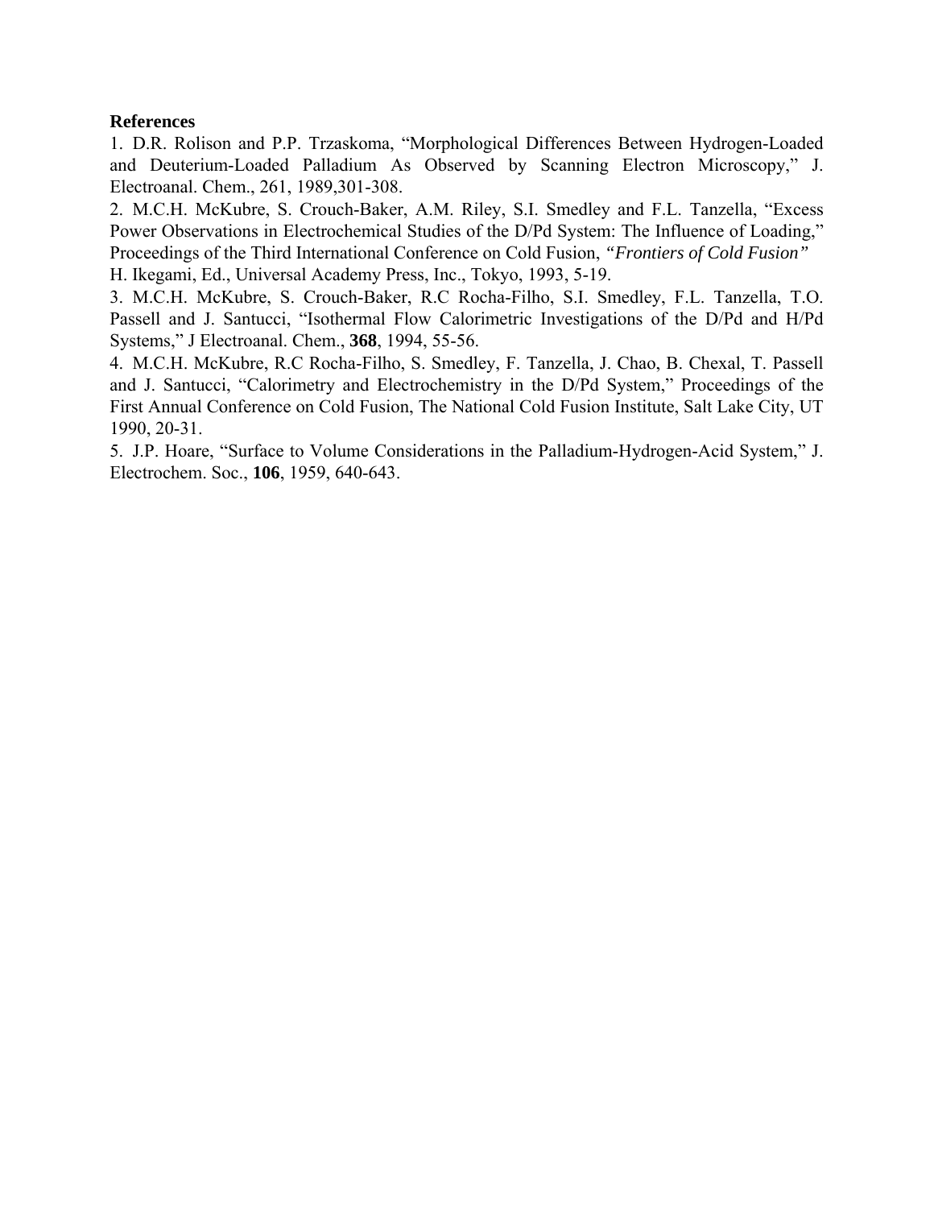**References**

1. D.R. Rolison and P.P. Trzaskoma, “Morphological Differences Between Hydrogen-Loaded and Deuterium-Loaded Palladium As Observed by Scanning Electron Microscopy,” J. Electroanal. Chem., 261, 1989,301-308.
2. M.C.H. McKubre, S. Crouch-Baker, A.M. Riley, S.I. Smedley and F.L. Tanzella, “Excess Power Observations in Electrochemical Studies of the D/Pd System: The Influence of Loading,” Proceedings of the Third International Conference on Cold Fusion, *“Frontiers of Cold Fusion”* H. Ikegami, Ed., Universal Academy Press, Inc., Tokyo, 1993, 5-19.
3. M.C.H. McKubre, S. Crouch-Baker, R.C Rocha-Filho, S.I. Smedley, F.L. Tanzella, T.O. Passell and J. Santucci, “Isothermal Flow Calorimetric Investigations of the D/Pd and H/Pd Systems,” J Electroanal. Chem., **368**, 1994, 55-56.
4. M.C.H. McKubre, R.C Rocha-Filho, S. Smedley, F. Tanzella, J. Chao, B. Chexal, T. Passell and J. Santucci, “Calorimetry and Electrochemistry in the D/Pd System,” Proceedings of the First Annual Conference on Cold Fusion, The National Cold Fusion Institute, Salt Lake City, UT 1990, 20-31.
5. J.P. Hoare, “Surface to Volume Considerations in the Palladium-Hydrogen-Acid System,” J. Electrochem. Soc., **106**, 1959, 640-643.